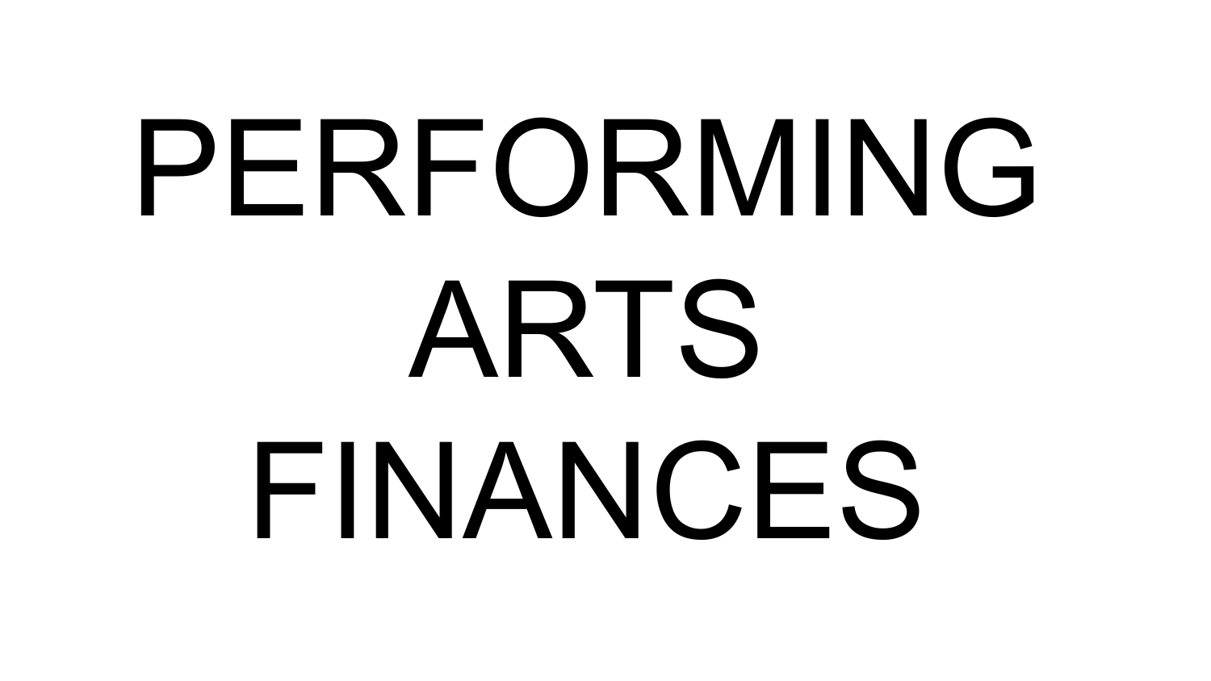# PERFORMING ARTS FINANCES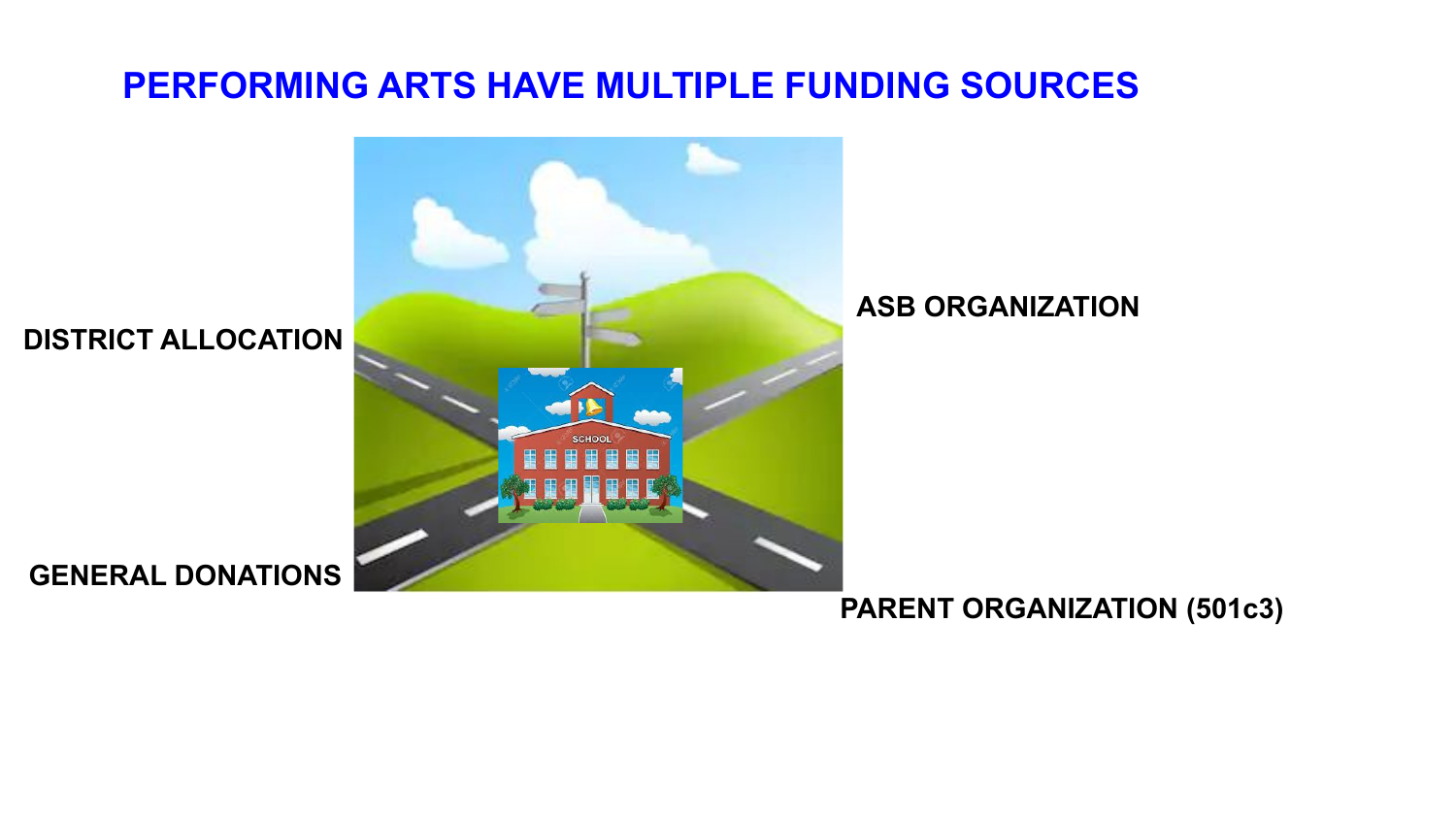# PERFORMING ARTS HAVE MULTIPLE FUNDING SOURCES

DISTRICT ALLOCATION

ASB ORGANIZATION

GENERAL DONATIONS

PARENT ORGANIZATION (501c3)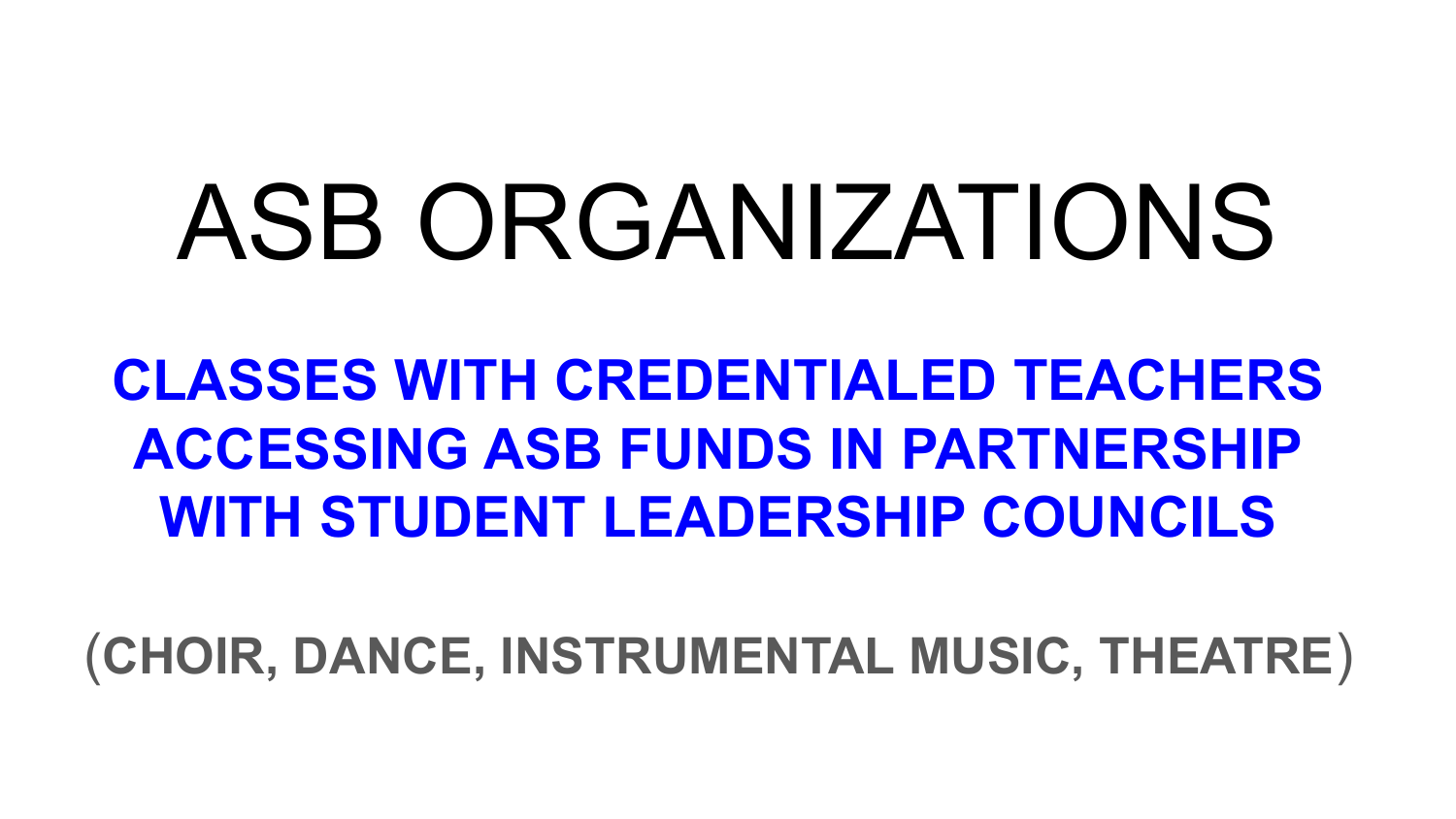# ASB ORGANIZATIONS

**CLASSES WITH CREDENTIALED TEACHERS ACCESSING ASB FUNDS IN PARTNERSHIP WITH STUDENT LEADERSHIP COUNCILS**

**(CHOIR, DANCE, INSTRUMENTAL MUSIC, THEATRE)**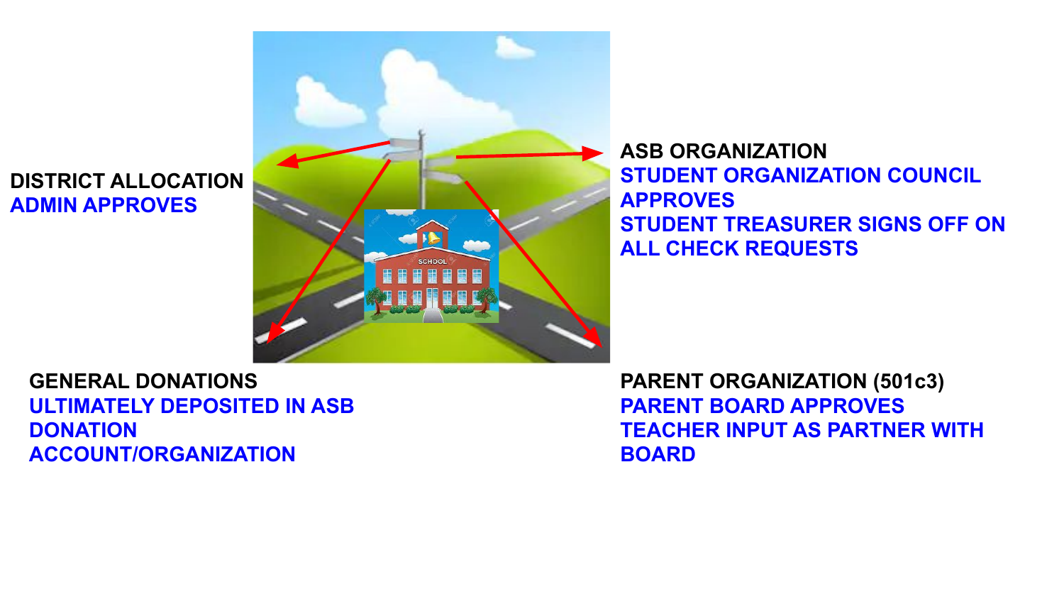**DISTRICT ALLOCATION**
ADMIN APPROVES

**ASB ORGANIZATION**
STUDENT ORGANIZATION COUNCIL APPROVES
STUDENT TREASURER SIGNS OFF ON ALL CHECK REQUESTS

**GENERAL DONATIONS**
ULTIMATELY DEPOSITED IN ASB DONATION ACCOUNT/ORGANIZATION

**PARENT ORGANIZATION (501c3)**
PARENT BOARD APPROVES
TEACHER INPUT AS PARTNER WITH BOARD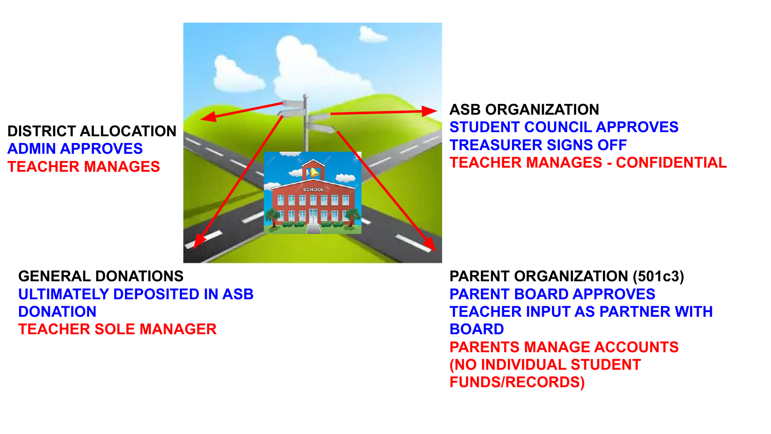**DISTRICT ALLOCATION**
ADMIN APPROVES
TEACHER MANAGES

**ASB ORGANIZATION**
STUDENT COUNCIL APPROVES
TREASURER SIGNS OFF
TEACHER MANAGES - CONFIDENTIAL

**GENERAL DONATIONS**
ULTIMATELY DEPOSITED IN ASB DONATION
TEACHER SOLE MANAGER

**PARENT ORGANIZATION (501c3)**
PARENT BOARD APPROVES
TEACHER INPUT AS PARTNER WITH BOARD
PARENTS MANAGE ACCOUNTS (NO INDIVIDUAL STUDENT FUNDS/RECORDS)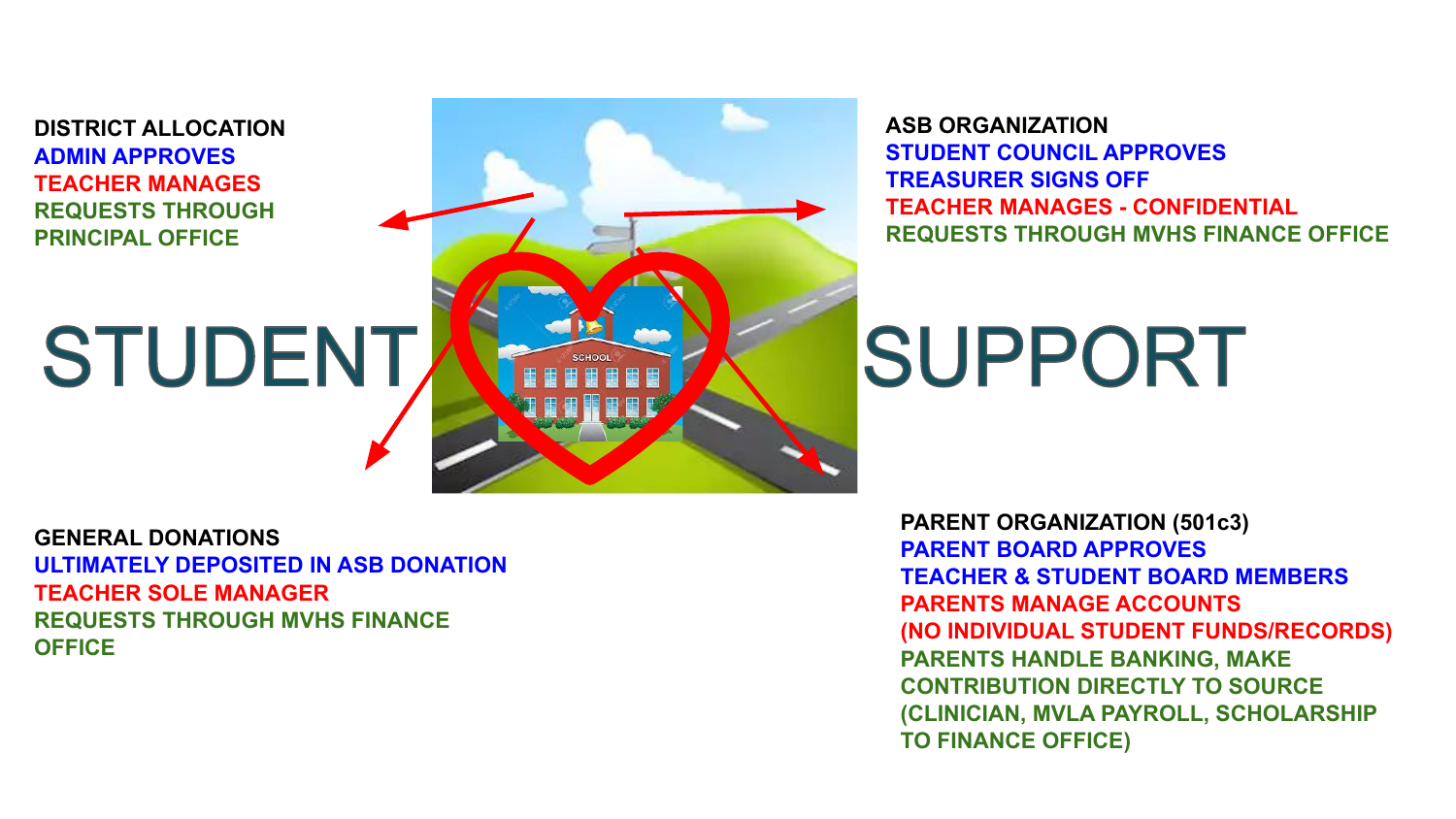# STUDENT SUPPORT

### DISTRICT ALLOCATION

ADMIN APPROVES

TEACHER MANAGES

REQUESTS THROUGH PRINCIPAL OFFICE

### ASB ORGANIZATION

STUDENT COUNCIL APPROVES

TREASURER SIGNS OFF

TEACHER MANAGES - CONFIDENTIAL

REQUESTS THROUGH MVHS FINANCE OFFICE

### GENERAL DONATIONS

ULTIMATELY DEPOSITED IN ASB DONATION

TEACHER SOLE MANAGER

REQUESTS THROUGH MVHS FINANCE OFFICE

### PARENT ORGANIZATION (501c3)

PARENT BOARD APPROVES

TEACHER & STUDENT BOARD MEMBERS

PARENTS MANAGE ACCOUNTS

(NO INDIVIDUAL STUDENT FUNDS/RECORDS)

PARENTS HANDLE BANKING, MAKE CONTRIBUTION DIRECTLY TO SOURCE (CLINICIAN, MVLA PAYROLL, SCHOLARSHIP TO FINANCE OFFICE)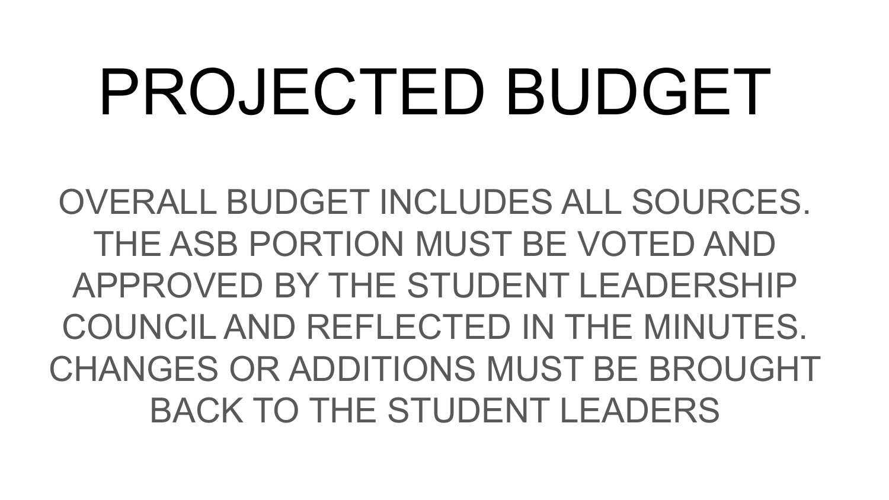# PROJECTED BUDGET

OVERALL BUDGET INCLUDES ALL SOURCES. THE ASB PORTION MUST BE VOTED AND APPROVED BY THE STUDENT LEADERSHIP COUNCIL AND REFLECTED IN THE MINUTES. CHANGES OR ADDITIONS MUST BE BROUGHT BACK TO THE STUDENT LEADERS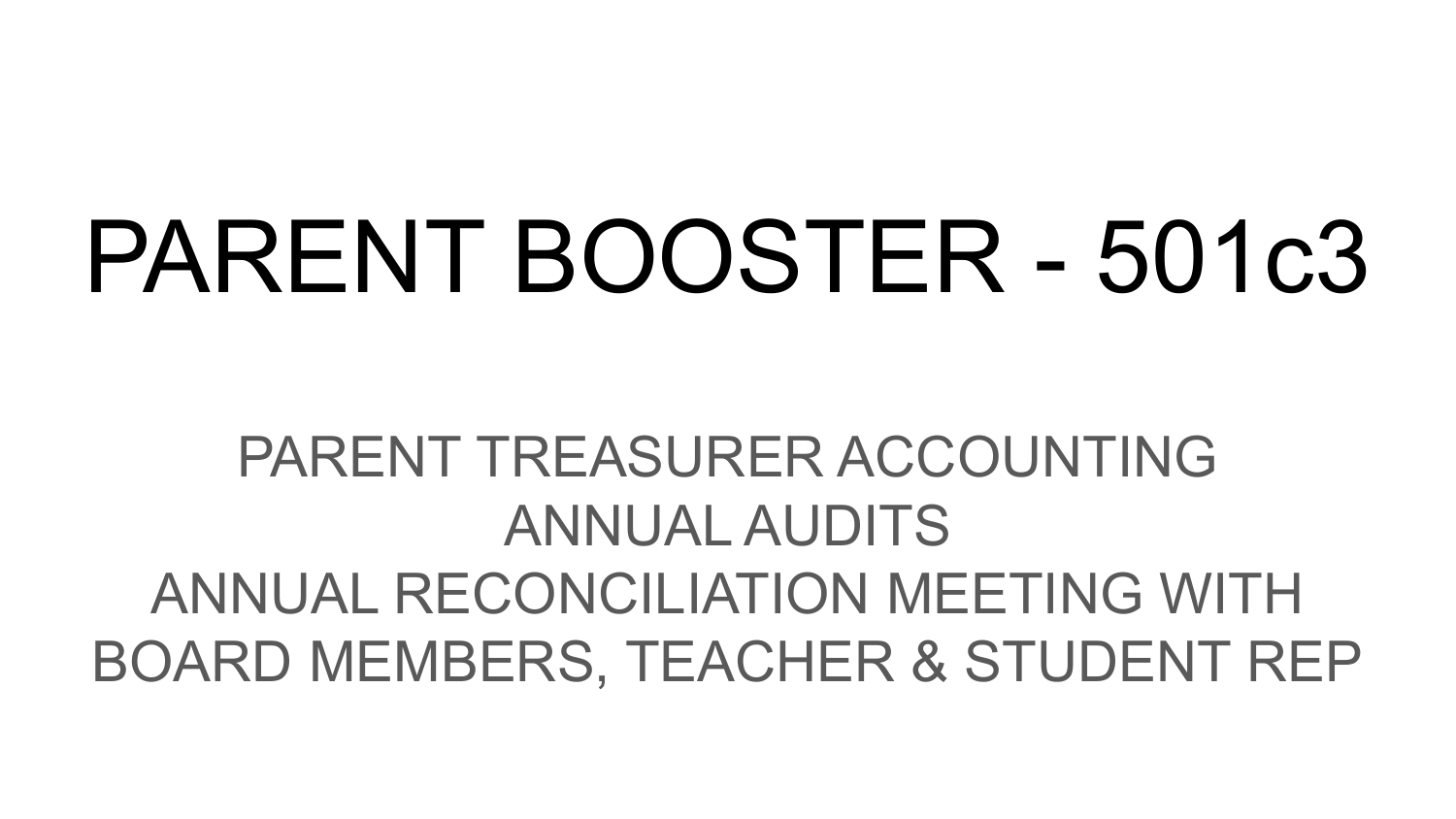# PARENT BOOSTER - 501c3

PARENT TREASURER ACCOUNTING
ANNUAL AUDITS
ANNUAL RECONCILIATION MEETING WITH BOARD MEMBERS, TEACHER & STUDENT REP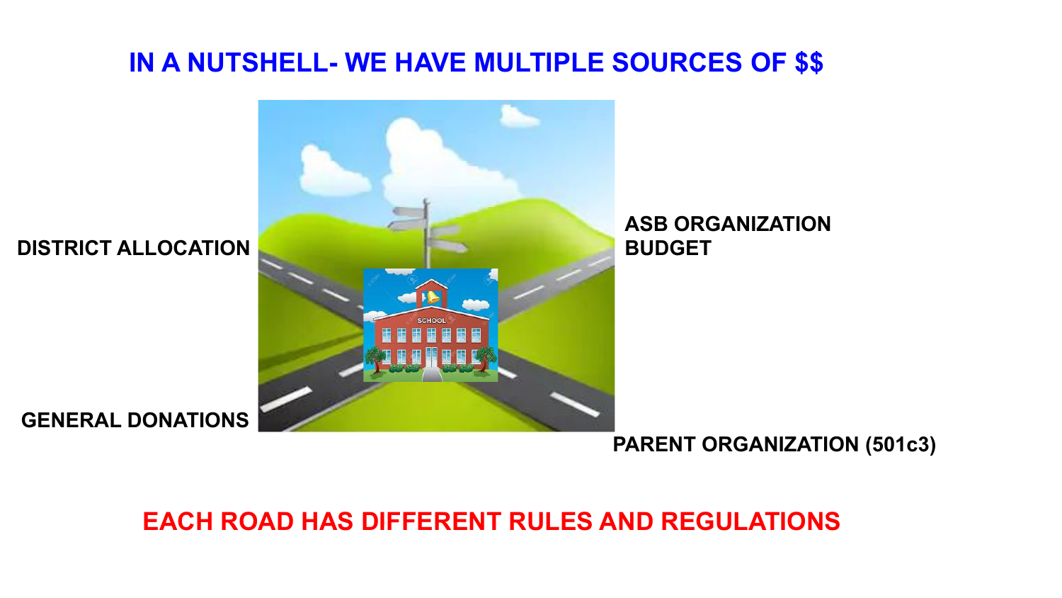# IN A NUTSHELL- WE HAVE MULTIPLE SOURCES OF $$

DISTRICT ALLOCATION

ASB ORGANIZATION BUDGET

GENERAL DONATIONS

PARENT ORGANIZATION (501c3)

**EACH ROAD HAS DIFFERENT RULES AND REGULATIONS**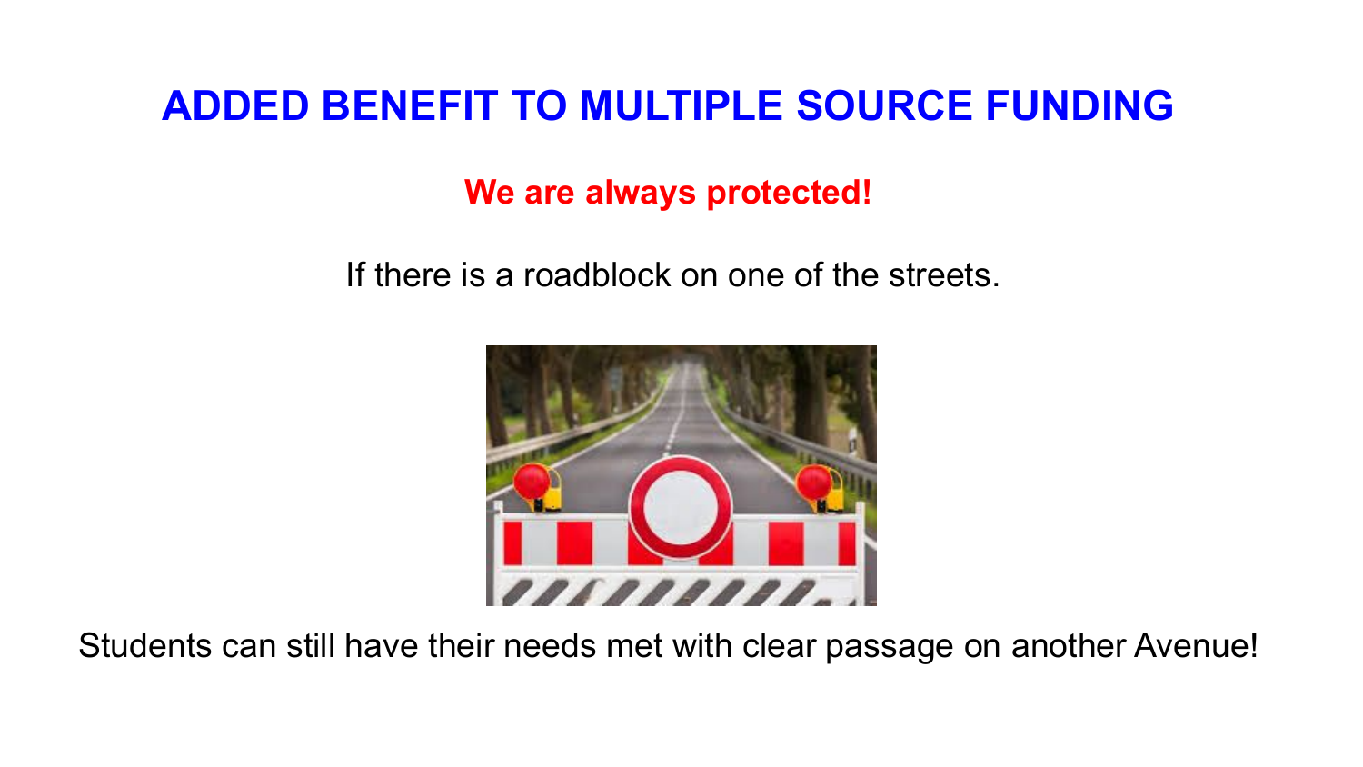# ADDED BENEFIT TO MULTIPLE SOURCE FUNDING

**We are always protected!**

If there is a roadblock on one of the streets.

Students can still have their needs met with clear passage on another Avenue!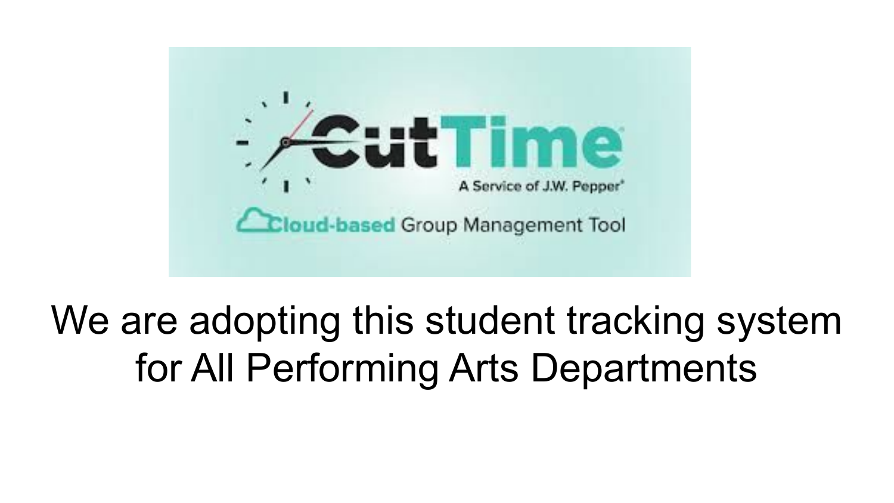CutTime

A Service of J.W. Pepper

Cloud-based Group Management Tool

We are adopting this student tracking system for All Performing Arts Departments